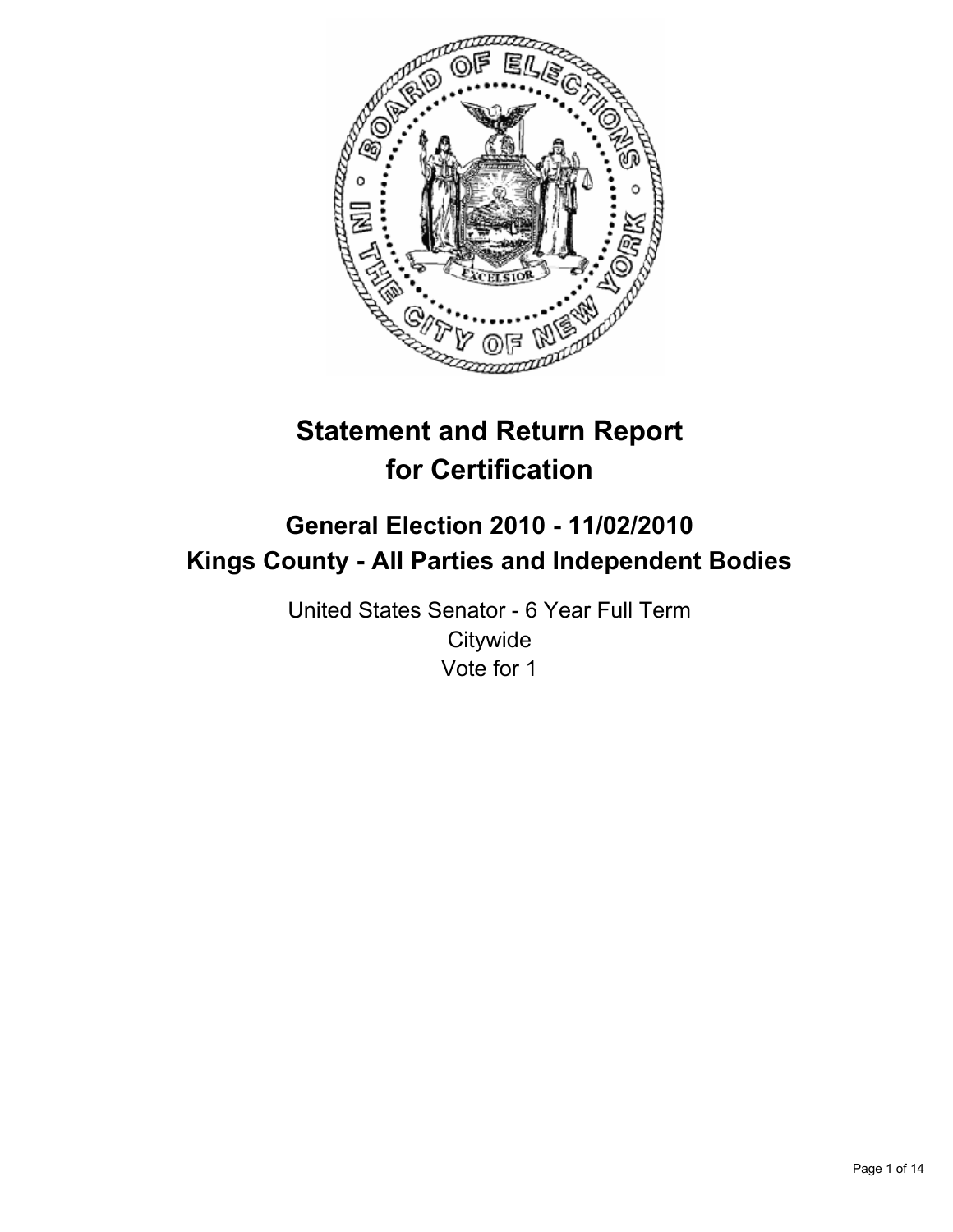# Statement and Return Report for Certification

## General Election 2010 - 11/02/2010
## Kings County - All Parties and Independent Bodies

United States Senator - 6 Year Full Term
Citywide
Vote for 1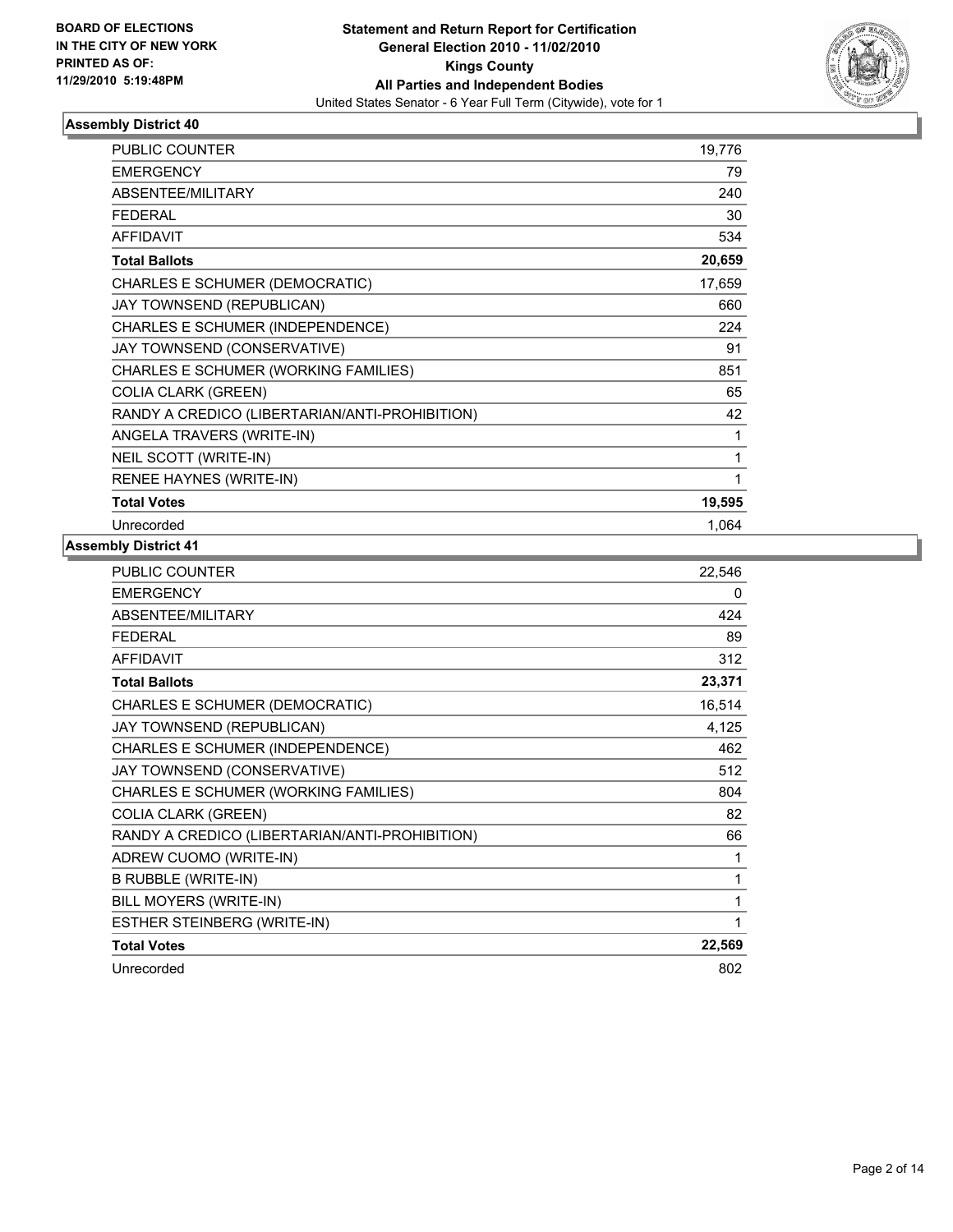**BOARD OF ELECTIONS IN THE CITY OF NEW YORK PRINTED AS OF: 11/29/2010 5:19:48PM**

**Statement and Return Report for Certification General Election 2010 - 11/02/2010 Kings County All Parties and Independent Bodies**
United States Senator - 6 Year Full Term (Citywide), vote for 1

### Assembly District 40

| | |
|---|---|
| PUBLIC COUNTER | 19,776 |
| EMERGENCY | 79 |
| ABSENTEE/MILITARY | 240 |
| FEDERAL | 30 |
| AFFIDAVIT | 534 |
| **Total Ballots** | **20,659** |
| CHARLES E SCHUMER (DEMOCRATIC) | 17,659 |
| JAY TOWNSEND (REPUBLICAN) | 660 |
| CHARLES E SCHUMER (INDEPENDENCE) | 224 |
| JAY TOWNSEND (CONSERVATIVE) | 91 |
| CHARLES E SCHUMER (WORKING FAMILIES) | 851 |
| COLIA CLARK (GREEN) | 65 |
| RANDY A CREDICO (LIBERTARIAN/ANTI-PROHIBITION) | 42 |
| ANGELA TRAVERS (WRITE-IN) | 1 |
| NEIL SCOTT (WRITE-IN) | 1 |
| RENEE HAYNES (WRITE-IN) | 1 |
| **Total Votes** | **19,595** |
| Unrecorded | 1,064 |

### Assembly District 41

| | |
|---|---|
| PUBLIC COUNTER | 22,546 |
| EMERGENCY | 0 |
| ABSENTEE/MILITARY | 424 |
| FEDERAL | 89 |
| AFFIDAVIT | 312 |
| **Total Ballots** | **23,371** |
| CHARLES E SCHUMER (DEMOCRATIC) | 16,514 |
| JAY TOWNSEND (REPUBLICAN) | 4,125 |
| CHARLES E SCHUMER (INDEPENDENCE) | 462 |
| JAY TOWNSEND (CONSERVATIVE) | 512 |
| CHARLES E SCHUMER (WORKING FAMILIES) | 804 |
| COLIA CLARK (GREEN) | 82 |
| RANDY A CREDICO (LIBERTARIAN/ANTI-PROHIBITION) | 66 |
| ADREW CUOMO (WRITE-IN) | 1 |
| B RUBBLE (WRITE-IN) | 1 |
| BILL MOYERS (WRITE-IN) | 1 |
| ESTHER STEINBERG (WRITE-IN) | 1 |
| **Total Votes** | **22,569** |
| Unrecorded | 802 |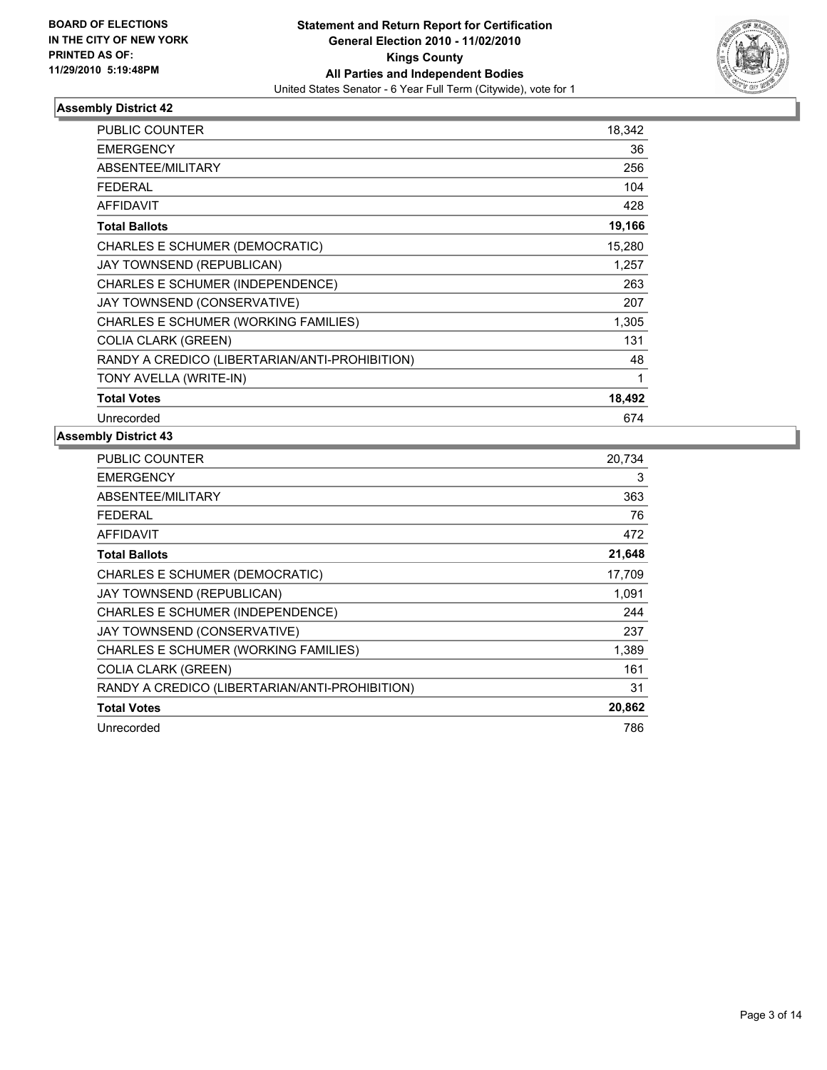**BOARD OF ELECTIONS IN THE CITY OF NEW YORK PRINTED AS OF: 11/29/2010 5:19:48PM**

**Statement and Return Report for Certification General Election 2010 - 11/02/2010 Kings County All Parties and Independent Bodies**

United States Senator - 6 Year Full Term (Citywide), vote for 1

### Assembly District 42

| | |
|---|---|
| PUBLIC COUNTER | 18,342 |
| EMERGENCY | 36 |
| ABSENTEE/MILITARY | 256 |
| FEDERAL | 104 |
| AFFIDAVIT | 428 |
| **Total Ballots** | **19,166** |
| CHARLES E SCHUMER (DEMOCRATIC) | 15,280 |
| JAY TOWNSEND (REPUBLICAN) | 1,257 |
| CHARLES E SCHUMER (INDEPENDENCE) | 263 |
| JAY TOWNSEND (CONSERVATIVE) | 207 |
| CHARLES E SCHUMER (WORKING FAMILIES) | 1,305 |
| COLIA CLARK (GREEN) | 131 |
| RANDY A CREDICO (LIBERTARIAN/ANTI-PROHIBITION) | 48 |
| TONY AVELLA (WRITE-IN) | 1 |
| **Total Votes** | **18,492** |
| Unrecorded | 674 |

### Assembly District 43

| | |
|---|---|
| PUBLIC COUNTER | 20,734 |
| EMERGENCY | 3 |
| ABSENTEE/MILITARY | 363 |
| FEDERAL | 76 |
| AFFIDAVIT | 472 |
| **Total Ballots** | **21,648** |
| CHARLES E SCHUMER (DEMOCRATIC) | 17,709 |
| JAY TOWNSEND (REPUBLICAN) | 1,091 |
| CHARLES E SCHUMER (INDEPENDENCE) | 244 |
| JAY TOWNSEND (CONSERVATIVE) | 237 |
| CHARLES E SCHUMER (WORKING FAMILIES) | 1,389 |
| COLIA CLARK (GREEN) | 161 |
| RANDY A CREDICO (LIBERTARIAN/ANTI-PROHIBITION) | 31 |
| **Total Votes** | **20,862** |
| Unrecorded | 786 |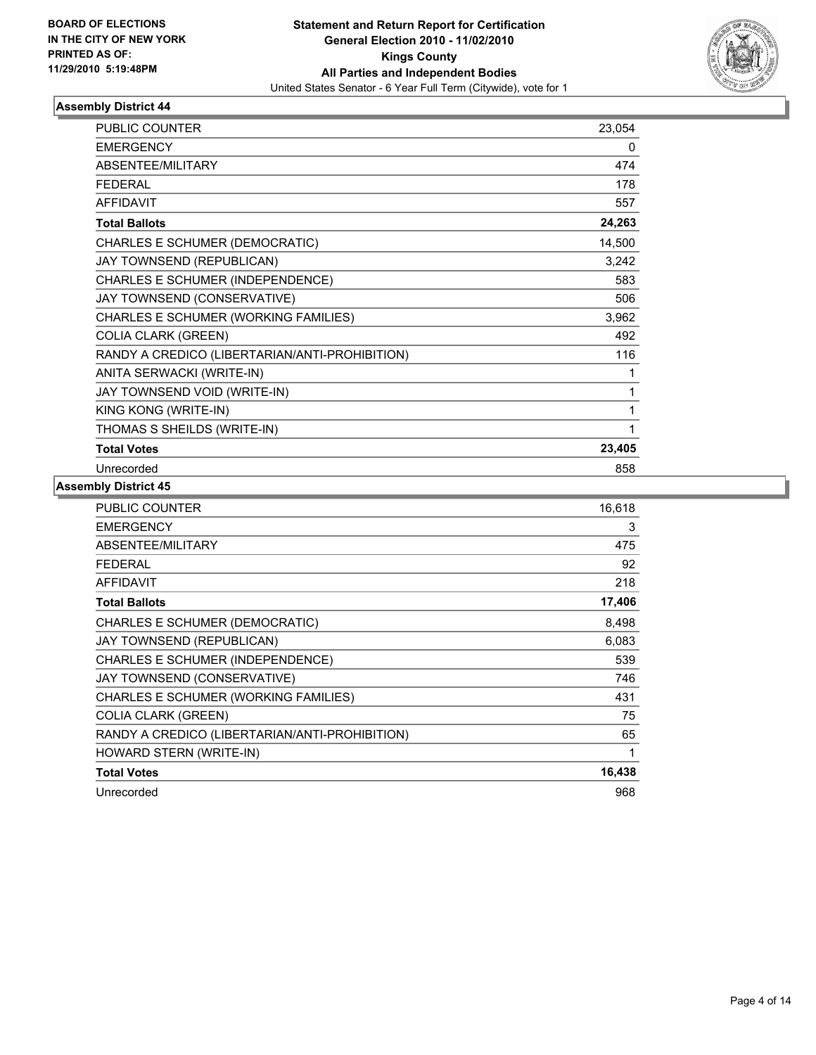BOARD OF ELECTIONS
IN THE CITY OF NEW YORK
PRINTED AS OF:
11/29/2010 5:19:48PM

**Statement and Return Report for Certification**
**General Election 2010 - 11/02/2010**
**Kings County**
**All Parties and Independent Bodies**
United States Senator - 6 Year Full Term (Citywide), vote for 1

### Assembly District 44

| | |
|---|---|
| PUBLIC COUNTER | 23,054 |
| EMERGENCY | 0 |
| ABSENTEE/MILITARY | 474 |
| FEDERAL | 178 |
| AFFIDAVIT | 557 |
| **Total Ballots** | **24,263** |
| CHARLES E SCHUMER (DEMOCRATIC) | 14,500 |
| JAY TOWNSEND (REPUBLICAN) | 3,242 |
| CHARLES E SCHUMER (INDEPENDENCE) | 583 |
| JAY TOWNSEND (CONSERVATIVE) | 506 |
| CHARLES E SCHUMER (WORKING FAMILIES) | 3,962 |
| COLIA CLARK (GREEN) | 492 |
| RANDY A CREDICO (LIBERTARIAN/ANTI-PROHIBITION) | 116 |
| ANITA SERWACKI (WRITE-IN) | 1 |
| JAY TOWNSEND VOID (WRITE-IN) | 1 |
| KING KONG (WRITE-IN) | 1 |
| THOMAS S SHEILDS (WRITE-IN) | 1 |
| **Total Votes** | **23,405** |
| Unrecorded | 858 |

### Assembly District 45

| | |
|---|---|
| PUBLIC COUNTER | 16,618 |
| EMERGENCY | 3 |
| ABSENTEE/MILITARY | 475 |
| FEDERAL | 92 |
| AFFIDAVIT | 218 |
| **Total Ballots** | **17,406** |
| CHARLES E SCHUMER (DEMOCRATIC) | 8,498 |
| JAY TOWNSEND (REPUBLICAN) | 6,083 |
| CHARLES E SCHUMER (INDEPENDENCE) | 539 |
| JAY TOWNSEND (CONSERVATIVE) | 746 |
| CHARLES E SCHUMER (WORKING FAMILIES) | 431 |
| COLIA CLARK (GREEN) | 75 |
| RANDY A CREDICO (LIBERTARIAN/ANTI-PROHIBITION) | 65 |
| HOWARD STERN (WRITE-IN) | 1 |
| **Total Votes** | **16,438** |
| Unrecorded | 968 |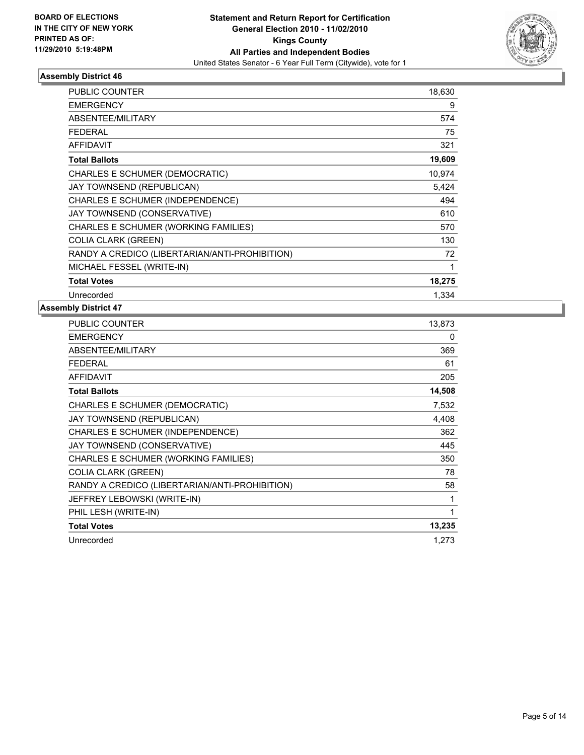**BOARD OF ELECTIONS IN THE CITY OF NEW YORK PRINTED AS OF: 11/29/2010 5:19:48PM**

**Statement and Return Report for Certification**
**General Election 2010 - 11/02/2010**
**Kings County**
**All Parties and Independent Bodies**
United States Senator - 6 Year Full Term (Citywide), vote for 1

### Assembly District 46

| | |
|---|---|
| PUBLIC COUNTER | 18,630 |
| EMERGENCY | 9 |
| ABSENTEE/MILITARY | 574 |
| FEDERAL | 75 |
| AFFIDAVIT | 321 |
| **Total Ballots** | **19,609** |
| CHARLES E SCHUMER (DEMOCRATIC) | 10,974 |
| JAY TOWNSEND (REPUBLICAN) | 5,424 |
| CHARLES E SCHUMER (INDEPENDENCE) | 494 |
| JAY TOWNSEND (CONSERVATIVE) | 610 |
| CHARLES E SCHUMER (WORKING FAMILIES) | 570 |
| COLIA CLARK (GREEN) | 130 |
| RANDY A CREDICO (LIBERTARIAN/ANTI-PROHIBITION) | 72 |
| MICHAEL FESSEL (WRITE-IN) | 1 |
| **Total Votes** | **18,275** |
| Unrecorded | 1,334 |

### Assembly District 47

| | |
|---|---|
| PUBLIC COUNTER | 13,873 |
| EMERGENCY | 0 |
| ABSENTEE/MILITARY | 369 |
| FEDERAL | 61 |
| AFFIDAVIT | 205 |
| **Total Ballots** | **14,508** |
| CHARLES E SCHUMER (DEMOCRATIC) | 7,532 |
| JAY TOWNSEND (REPUBLICAN) | 4,408 |
| CHARLES E SCHUMER (INDEPENDENCE) | 362 |
| JAY TOWNSEND (CONSERVATIVE) | 445 |
| CHARLES E SCHUMER (WORKING FAMILIES) | 350 |
| COLIA CLARK (GREEN) | 78 |
| RANDY A CREDICO (LIBERTARIAN/ANTI-PROHIBITION) | 58 |
| JEFFREY LEBOWSKI (WRITE-IN) | 1 |
| PHIL LESH (WRITE-IN) | 1 |
| **Total Votes** | **13,235** |
| Unrecorded | 1,273 |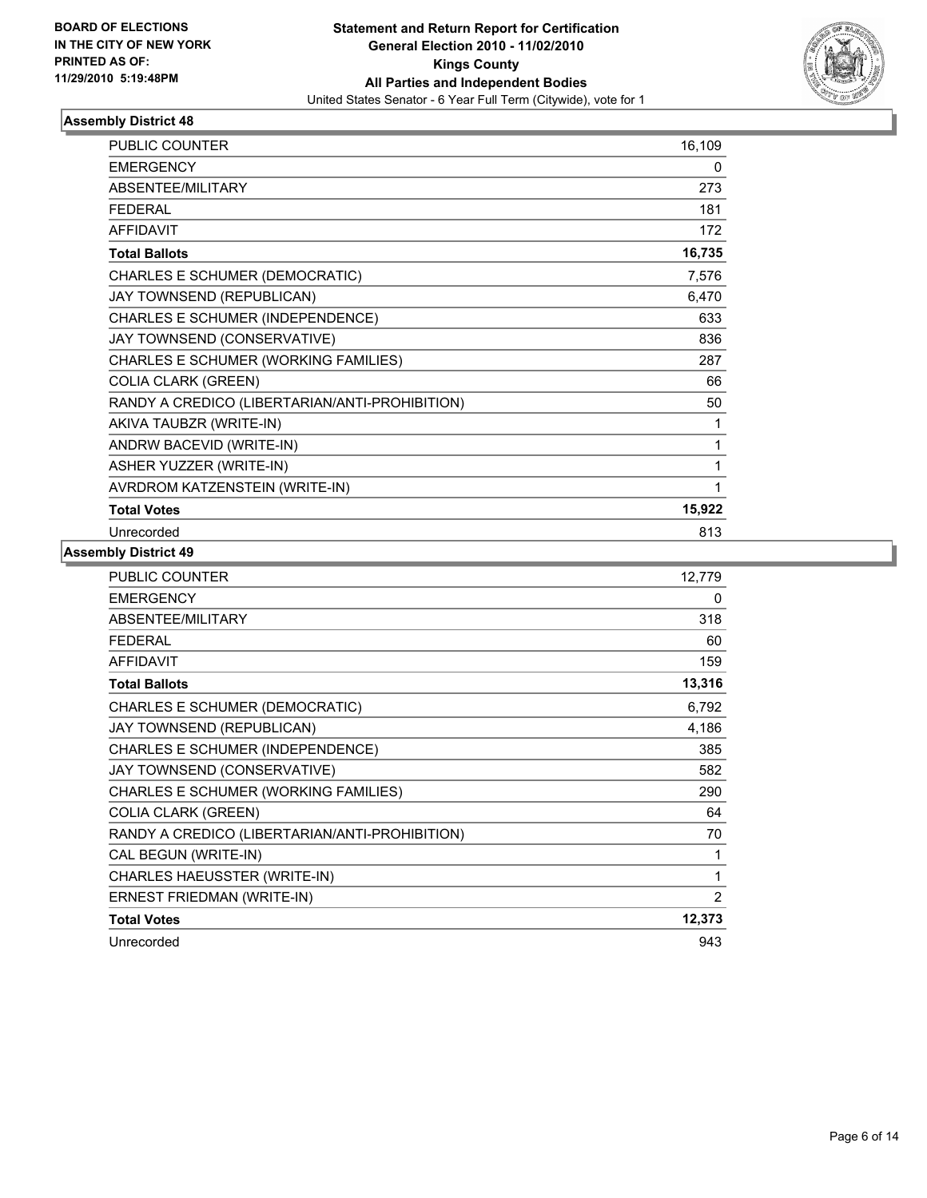**BOARD OF ELECTIONS IN THE CITY OF NEW YORK PRINTED AS OF: 11/29/2010 5:19:48PM**

**Statement and Return Report for Certification General Election 2010 - 11/02/2010 Kings County All Parties and Independent Bodies**

United States Senator - 6 Year Full Term (Citywide), vote for 1

### Assembly District 48

| | |
|---|---|
| PUBLIC COUNTER | 16,109 |
| EMERGENCY | 0 |
| ABSENTEE/MILITARY | 273 |
| FEDERAL | 181 |
| AFFIDAVIT | 172 |
| **Total Ballots** | **16,735** |
| CHARLES E SCHUMER (DEMOCRATIC) | 7,576 |
| JAY TOWNSEND (REPUBLICAN) | 6,470 |
| CHARLES E SCHUMER (INDEPENDENCE) | 633 |
| JAY TOWNSEND (CONSERVATIVE) | 836 |
| CHARLES E SCHUMER (WORKING FAMILIES) | 287 |
| COLIA CLARK (GREEN) | 66 |
| RANDY A CREDICO (LIBERTARIAN/ANTI-PROHIBITION) | 50 |
| AKIVA TAUBZR (WRITE-IN) | 1 |
| ANDRW BACEVID (WRITE-IN) | 1 |
| ASHER YUZZER (WRITE-IN) | 1 |
| AVRDROM KATZENSTEIN (WRITE-IN) | 1 |
| **Total Votes** | **15,922** |
| Unrecorded | 813 |

### Assembly District 49

| | |
|---|---|
| PUBLIC COUNTER | 12,779 |
| EMERGENCY | 0 |
| ABSENTEE/MILITARY | 318 |
| FEDERAL | 60 |
| AFFIDAVIT | 159 |
| **Total Ballots** | **13,316** |
| CHARLES E SCHUMER (DEMOCRATIC) | 6,792 |
| JAY TOWNSEND (REPUBLICAN) | 4,186 |
| CHARLES E SCHUMER (INDEPENDENCE) | 385 |
| JAY TOWNSEND (CONSERVATIVE) | 582 |
| CHARLES E SCHUMER (WORKING FAMILIES) | 290 |
| COLIA CLARK (GREEN) | 64 |
| RANDY A CREDICO (LIBERTARIAN/ANTI-PROHIBITION) | 70 |
| CAL BEGUN (WRITE-IN) | 1 |
| CHARLES HAEUSSTER (WRITE-IN) | 1 |
| ERNEST FRIEDMAN (WRITE-IN) | 2 |
| **Total Votes** | **12,373** |
| Unrecorded | 943 |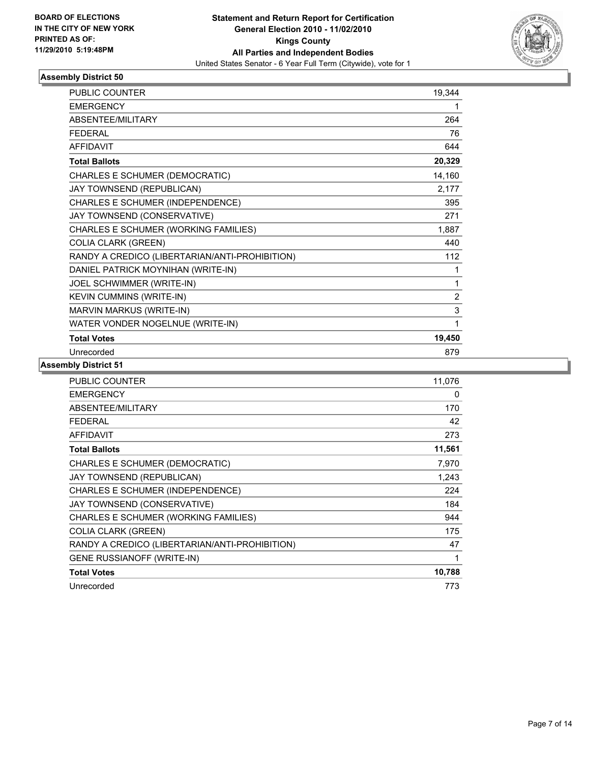BOARD OF ELECTIONS
IN THE CITY OF NEW YORK
PRINTED AS OF:
11/29/2010 5:19:48PM

**Statement and Return Report for Certification**
**General Election 2010 - 11/02/2010**
**Kings County**
**All Parties and Independent Bodies**
United States Senator - 6 Year Full Term (Citywide), vote for 1

### Assembly District 50

| | |
|---|---|
| PUBLIC COUNTER | 19,344 |
| EMERGENCY | 1 |
| ABSENTEE/MILITARY | 264 |
| FEDERAL | 76 |
| AFFIDAVIT | 644 |
| **Total Ballots** | **20,329** |
| CHARLES E SCHUMER (DEMOCRATIC) | 14,160 |
| JAY TOWNSEND (REPUBLICAN) | 2,177 |
| CHARLES E SCHUMER (INDEPENDENCE) | 395 |
| JAY TOWNSEND (CONSERVATIVE) | 271 |
| CHARLES E SCHUMER (WORKING FAMILIES) | 1,887 |
| COLIA CLARK (GREEN) | 440 |
| RANDY A CREDICO (LIBERTARIAN/ANTI-PROHIBITION) | 112 |
| DANIEL PATRICK MOYNIHAN (WRITE-IN) | 1 |
| JOEL SCHWIMMER (WRITE-IN) | 1 |
| KEVIN CUMMINS (WRITE-IN) | 2 |
| MARVIN MARKUS (WRITE-IN) | 3 |
| WATER VONDER NOGELNUE (WRITE-IN) | 1 |
| **Total Votes** | **19,450** |
| Unrecorded | 879 |

### Assembly District 51

| | |
|---|---|
| PUBLIC COUNTER | 11,076 |
| EMERGENCY | 0 |
| ABSENTEE/MILITARY | 170 |
| FEDERAL | 42 |
| AFFIDAVIT | 273 |
| **Total Ballots** | **11,561** |
| CHARLES E SCHUMER (DEMOCRATIC) | 7,970 |
| JAY TOWNSEND (REPUBLICAN) | 1,243 |
| CHARLES E SCHUMER (INDEPENDENCE) | 224 |
| JAY TOWNSEND (CONSERVATIVE) | 184 |
| CHARLES E SCHUMER (WORKING FAMILIES) | 944 |
| COLIA CLARK (GREEN) | 175 |
| RANDY A CREDICO (LIBERTARIAN/ANTI-PROHIBITION) | 47 |
| GENE RUSSIANOFF (WRITE-IN) | 1 |
| **Total Votes** | **10,788** |
| Unrecorded | 773 |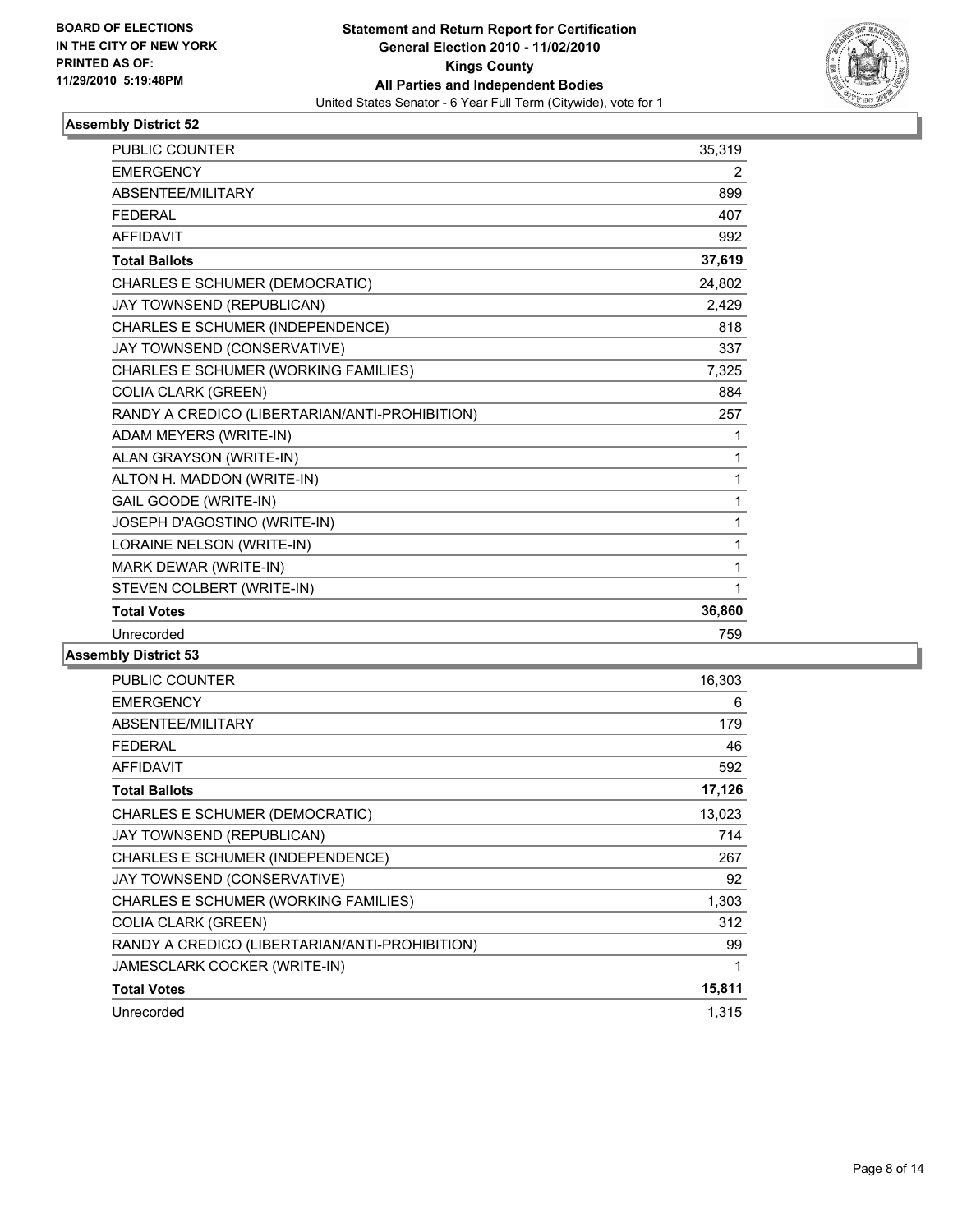**BOARD OF ELECTIONS IN THE CITY OF NEW YORK PRINTED AS OF: 11/29/2010 5:19:48PM**

# Statement and Return Report for Certification
## General Election 2010 - 11/02/2010
## Kings County
## All Parties and Independent Bodies
United States Senator - 6 Year Full Term (Citywide), vote for 1

### Assembly District 52

| | |
|---|---|
| PUBLIC COUNTER | 35,319 |
| EMERGENCY | 2 |
| ABSENTEE/MILITARY | 899 |
| FEDERAL | 407 |
| AFFIDAVIT | 992 |
| **Total Ballots** | **37,619** |
| CHARLES E SCHUMER (DEMOCRATIC) | 24,802 |
| JAY TOWNSEND (REPUBLICAN) | 2,429 |
| CHARLES E SCHUMER (INDEPENDENCE) | 818 |
| JAY TOWNSEND (CONSERVATIVE) | 337 |
| CHARLES E SCHUMER (WORKING FAMILIES) | 7,325 |
| COLIA CLARK (GREEN) | 884 |
| RANDY A CREDICO (LIBERTARIAN/ANTI-PROHIBITION) | 257 |
| ADAM MEYERS (WRITE-IN) | 1 |
| ALAN GRAYSON (WRITE-IN) | 1 |
| ALTON H. MADDON (WRITE-IN) | 1 |
| GAIL GOODE (WRITE-IN) | 1 |
| JOSEPH D'AGOSTINO (WRITE-IN) | 1 |
| LORAINE NELSON (WRITE-IN) | 1 |
| MARK DEWAR (WRITE-IN) | 1 |
| STEVEN COLBERT (WRITE-IN) | 1 |
| **Total Votes** | **36,860** |
| Unrecorded | 759 |

### Assembly District 53

| | |
|---|---|
| PUBLIC COUNTER | 16,303 |
| EMERGENCY | 6 |
| ABSENTEE/MILITARY | 179 |
| FEDERAL | 46 |
| AFFIDAVIT | 592 |
| **Total Ballots** | **17,126** |
| CHARLES E SCHUMER (DEMOCRATIC) | 13,023 |
| JAY TOWNSEND (REPUBLICAN) | 714 |
| CHARLES E SCHUMER (INDEPENDENCE) | 267 |
| JAY TOWNSEND (CONSERVATIVE) | 92 |
| CHARLES E SCHUMER (WORKING FAMILIES) | 1,303 |
| COLIA CLARK (GREEN) | 312 |
| RANDY A CREDICO (LIBERTARIAN/ANTI-PROHIBITION) | 99 |
| JAMESCLARK COCKER (WRITE-IN) | 1 |
| **Total Votes** | **15,811** |
| Unrecorded | 1,315 |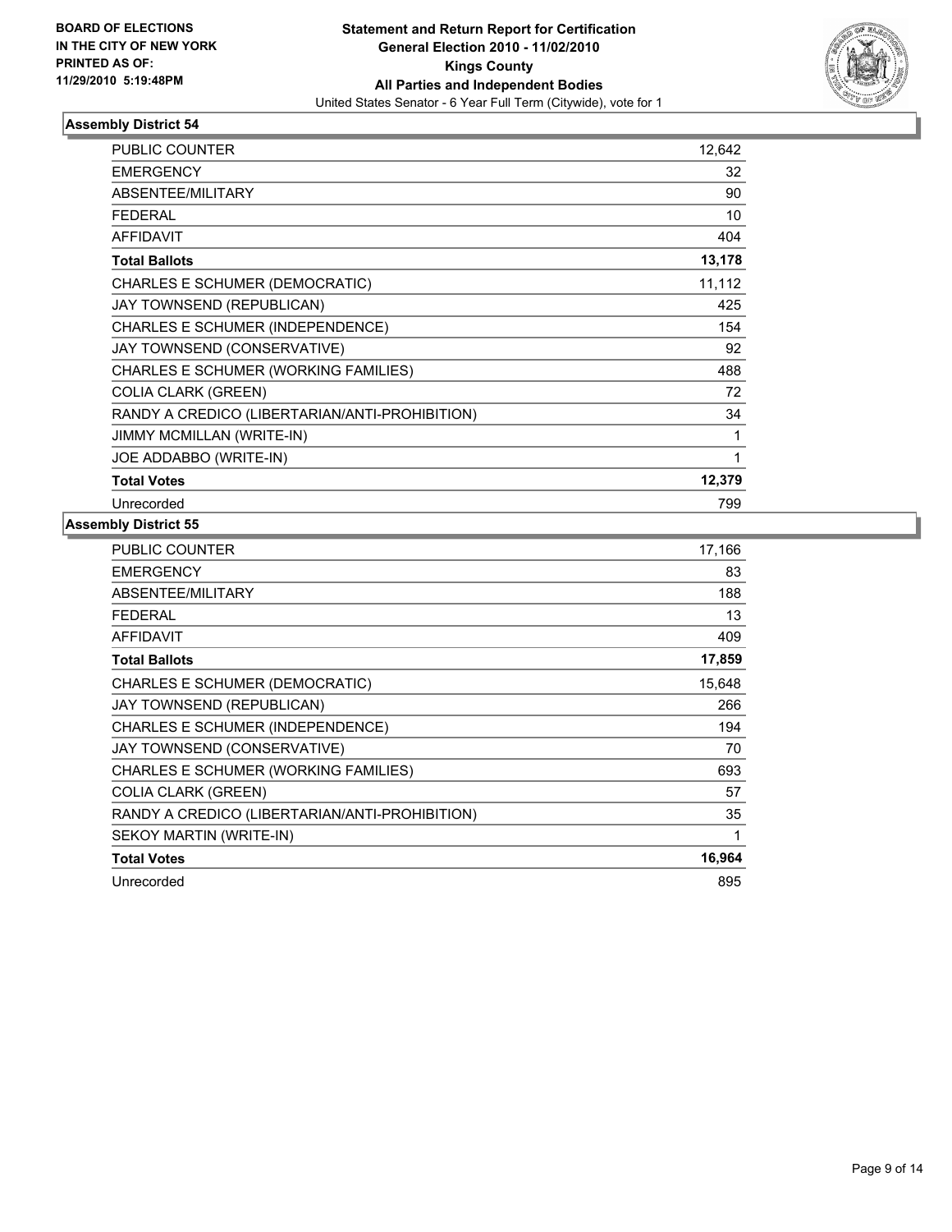**BOARD OF ELECTIONS IN THE CITY OF NEW YORK PRINTED AS OF: 11/29/2010 5:19:48PM**

**Statement and Return Report for Certification General Election 2010 - 11/02/2010 Kings County All Parties and Independent Bodies**

United States Senator - 6 Year Full Term (Citywide), vote for 1

## Assembly District 54

| | |
|---|---|
| PUBLIC COUNTER | 12,642 |
| EMERGENCY | 32 |
| ABSENTEE/MILITARY | 90 |
| FEDERAL | 10 |
| AFFIDAVIT | 404 |
| **Total Ballots** | **13,178** |
| CHARLES E SCHUMER (DEMOCRATIC) | 11,112 |
| JAY TOWNSEND (REPUBLICAN) | 425 |
| CHARLES E SCHUMER (INDEPENDENCE) | 154 |
| JAY TOWNSEND (CONSERVATIVE) | 92 |
| CHARLES E SCHUMER (WORKING FAMILIES) | 488 |
| COLIA CLARK (GREEN) | 72 |
| RANDY A CREDICO (LIBERTARIAN/ANTI-PROHIBITION) | 34 |
| JIMMY MCMILLAN (WRITE-IN) | 1 |
| JOE ADDABBO (WRITE-IN) | 1 |
| **Total Votes** | **12,379** |
| Unrecorded | 799 |

## Assembly District 55

| | |
|---|---|
| PUBLIC COUNTER | 17,166 |
| EMERGENCY | 83 |
| ABSENTEE/MILITARY | 188 |
| FEDERAL | 13 |
| AFFIDAVIT | 409 |
| **Total Ballots** | **17,859** |
| CHARLES E SCHUMER (DEMOCRATIC) | 15,648 |
| JAY TOWNSEND (REPUBLICAN) | 266 |
| CHARLES E SCHUMER (INDEPENDENCE) | 194 |
| JAY TOWNSEND (CONSERVATIVE) | 70 |
| CHARLES E SCHUMER (WORKING FAMILIES) | 693 |
| COLIA CLARK (GREEN) | 57 |
| RANDY A CREDICO (LIBERTARIAN/ANTI-PROHIBITION) | 35 |
| SEKOY MARTIN (WRITE-IN) | 1 |
| **Total Votes** | **16,964** |
| Unrecorded | 895 |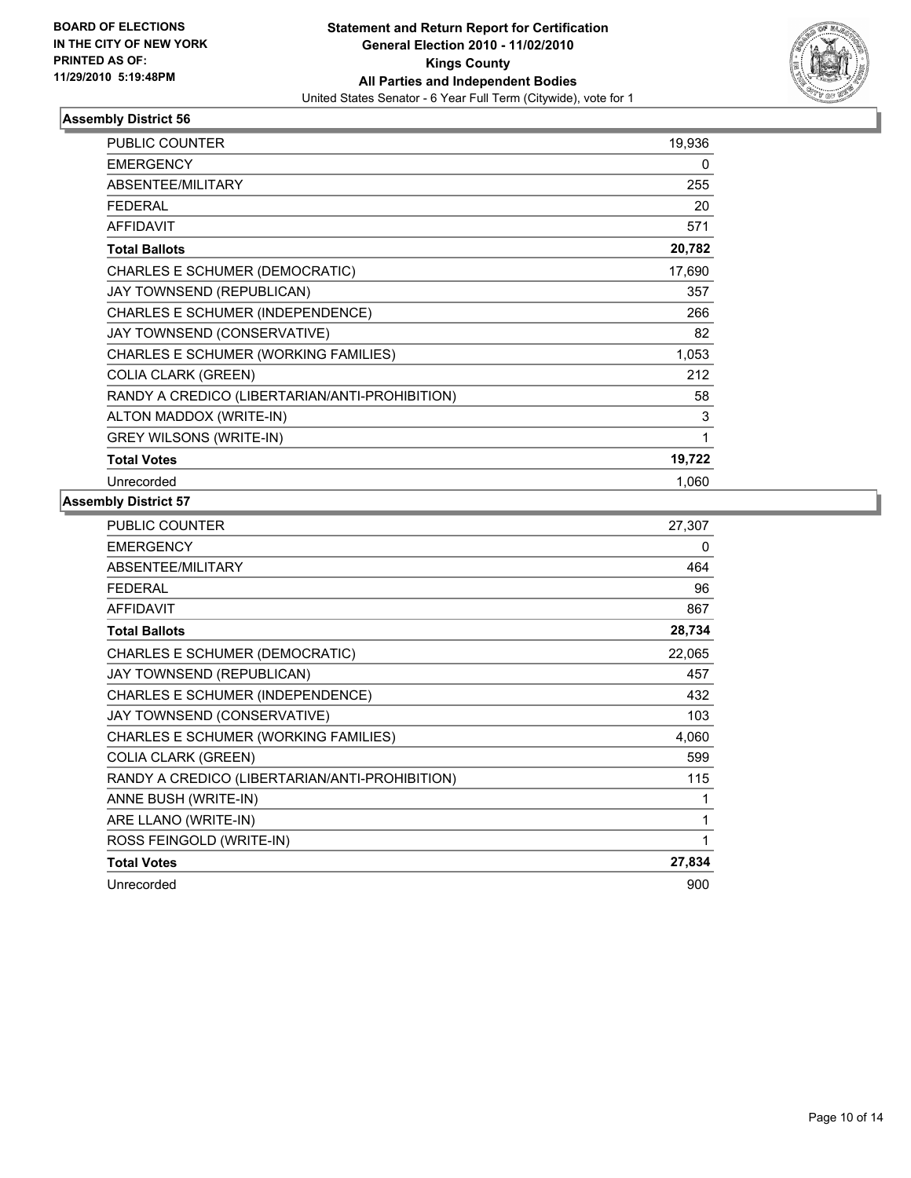**BOARD OF ELECTIONS IN THE CITY OF NEW YORK PRINTED AS OF: 11/29/2010 5:19:48PM**

**Statement and Return Report for Certification General Election 2010 - 11/02/2010 Kings County All Parties and Independent Bodies**

United States Senator - 6 Year Full Term (Citywide), vote for 1

### Assembly District 56

| | |
|---|---|
| PUBLIC COUNTER | 19,936 |
| EMERGENCY | 0 |
| ABSENTEE/MILITARY | 255 |
| FEDERAL | 20 |
| AFFIDAVIT | 571 |
| **Total Ballots** | **20,782** |
| CHARLES E SCHUMER (DEMOCRATIC) | 17,690 |
| JAY TOWNSEND (REPUBLICAN) | 357 |
| CHARLES E SCHUMER (INDEPENDENCE) | 266 |
| JAY TOWNSEND (CONSERVATIVE) | 82 |
| CHARLES E SCHUMER (WORKING FAMILIES) | 1,053 |
| COLIA CLARK (GREEN) | 212 |
| RANDY A CREDICO (LIBERTARIAN/ANTI-PROHIBITION) | 58 |
| ALTON MADDOX (WRITE-IN) | 3 |
| GREY WILSONS (WRITE-IN) | 1 |
| **Total Votes** | **19,722** |
| Unrecorded | 1,060 |

### Assembly District 57

| | |
|---|---|
| PUBLIC COUNTER | 27,307 |
| EMERGENCY | 0 |
| ABSENTEE/MILITARY | 464 |
| FEDERAL | 96 |
| AFFIDAVIT | 867 |
| **Total Ballots** | **28,734** |
| CHARLES E SCHUMER (DEMOCRATIC) | 22,065 |
| JAY TOWNSEND (REPUBLICAN) | 457 |
| CHARLES E SCHUMER (INDEPENDENCE) | 432 |
| JAY TOWNSEND (CONSERVATIVE) | 103 |
| CHARLES E SCHUMER (WORKING FAMILIES) | 4,060 |
| COLIA CLARK (GREEN) | 599 |
| RANDY A CREDICO (LIBERTARIAN/ANTI-PROHIBITION) | 115 |
| ANNE BUSH (WRITE-IN) | 1 |
| ARE LLANO (WRITE-IN) | 1 |
| ROSS FEINGOLD (WRITE-IN) | 1 |
| **Total Votes** | **27,834** |
| Unrecorded | 900 |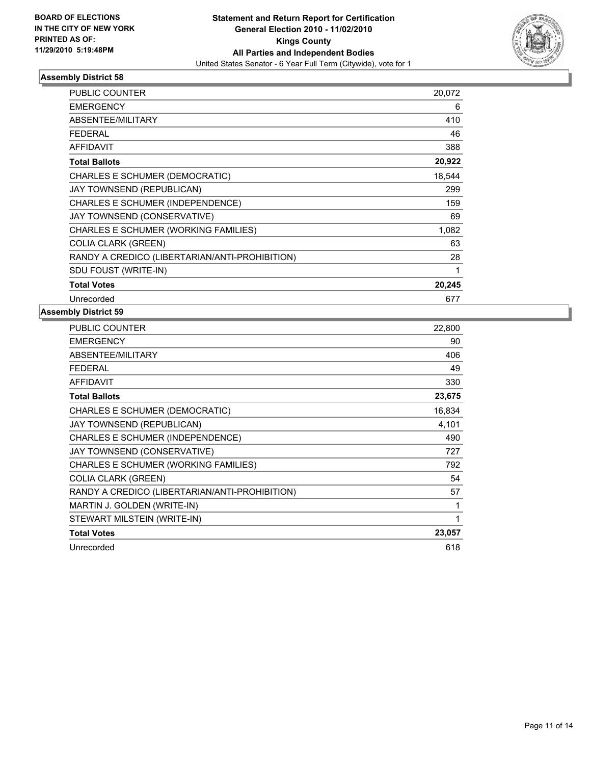**BOARD OF ELECTIONS IN THE CITY OF NEW YORK PRINTED AS OF: 11/29/2010 5:19:48PM**

**Statement and Return Report for Certification General Election 2010 - 11/02/2010 Kings County All Parties and Independent Bodies**

United States Senator - 6 Year Full Term (Citywide), vote for 1

## Assembly District 58

| | |
|---|---|
| PUBLIC COUNTER | 20,072 |
| EMERGENCY | 6 |
| ABSENTEE/MILITARY | 410 |
| FEDERAL | 46 |
| AFFIDAVIT | 388 |
| **Total Ballots** | **20,922** |
| CHARLES E SCHUMER (DEMOCRATIC) | 18,544 |
| JAY TOWNSEND (REPUBLICAN) | 299 |
| CHARLES E SCHUMER (INDEPENDENCE) | 159 |
| JAY TOWNSEND (CONSERVATIVE) | 69 |
| CHARLES E SCHUMER (WORKING FAMILIES) | 1,082 |
| COLIA CLARK (GREEN) | 63 |
| RANDY A CREDICO (LIBERTARIAN/ANTI-PROHIBITION) | 28 |
| SDU FOUST (WRITE-IN) | 1 |
| **Total Votes** | **20,245** |
| Unrecorded | 677 |

## Assembly District 59

| | |
|---|---|
| PUBLIC COUNTER | 22,800 |
| EMERGENCY | 90 |
| ABSENTEE/MILITARY | 406 |
| FEDERAL | 49 |
| AFFIDAVIT | 330 |
| **Total Ballots** | **23,675** |
| CHARLES E SCHUMER (DEMOCRATIC) | 16,834 |
| JAY TOWNSEND (REPUBLICAN) | 4,101 |
| CHARLES E SCHUMER (INDEPENDENCE) | 490 |
| JAY TOWNSEND (CONSERVATIVE) | 727 |
| CHARLES E SCHUMER (WORKING FAMILIES) | 792 |
| COLIA CLARK (GREEN) | 54 |
| RANDY A CREDICO (LIBERTARIAN/ANTI-PROHIBITION) | 57 |
| MARTIN J. GOLDEN (WRITE-IN) | 1 |
| STEWART MILSTEIN (WRITE-IN) | 1 |
| **Total Votes** | **23,057** |
| Unrecorded | 618 |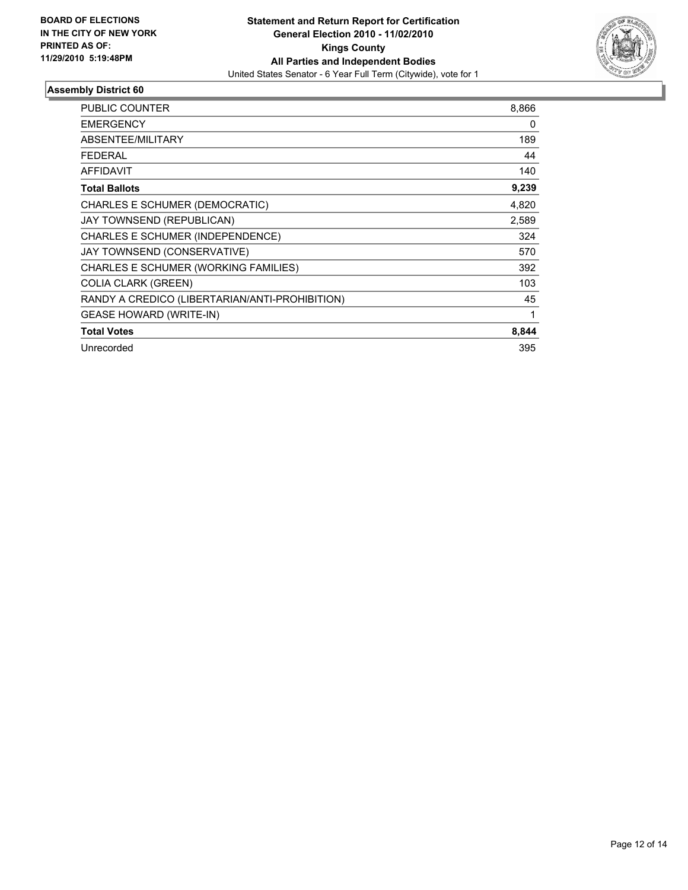**BOARD OF ELECTIONS IN THE CITY OF NEW YORK PRINTED AS OF: 11/29/2010 5:19:48PM**

**Statement and Return Report for Certification General Election 2010 - 11/02/2010 Kings County All Parties and Independent Bodies**

United States Senator - 6 Year Full Term (Citywide), vote for 1

## Assembly District 60

| | |
|---|---|
| PUBLIC COUNTER | 8,866 |
| EMERGENCY | 0 |
| ABSENTEE/MILITARY | 189 |
| FEDERAL | 44 |
| AFFIDAVIT | 140 |
| **Total Ballots** | **9,239** |
| CHARLES E SCHUMER (DEMOCRATIC) | 4,820 |
| JAY TOWNSEND (REPUBLICAN) | 2,589 |
| CHARLES E SCHUMER (INDEPENDENCE) | 324 |
| JAY TOWNSEND (CONSERVATIVE) | 570 |
| CHARLES E SCHUMER (WORKING FAMILIES) | 392 |
| COLIA CLARK (GREEN) | 103 |
| RANDY A CREDICO (LIBERTARIAN/ANTI-PROHIBITION) | 45 |
| GEASE HOWARD (WRITE-IN) | 1 |
| **Total Votes** | **8,844** |
| Unrecorded | 395 |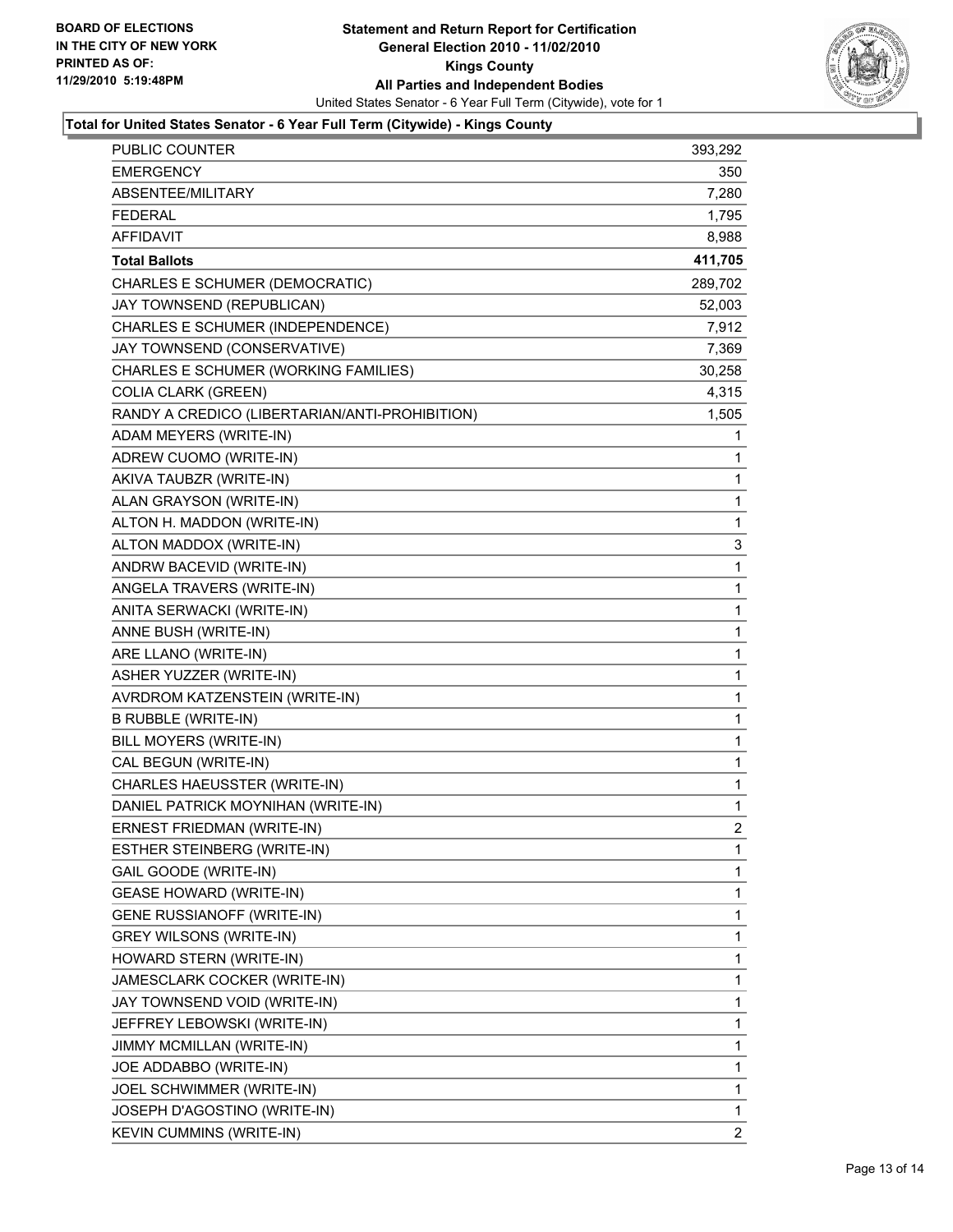**BOARD OF ELECTIONS IN THE CITY OF NEW YORK PRINTED AS OF: 11/29/2010 5:19:48PM**

**Statement and Return Report for Certification General Election 2010 - 11/02/2010 Kings County All Parties and Independent Bodies**

United States Senator - 6 Year Full Term (Citywide), vote for 1

**Total for United States Senator - 6 Year Full Term (Citywide) - Kings County**

| | |
|---|---|
| PUBLIC COUNTER | 393,292 |
| EMERGENCY | 350 |
| ABSENTEE/MILITARY | 7,280 |
| FEDERAL | 1,795 |
| AFFIDAVIT | 8,988 |
| **Total Ballots** | **411,705** |
| CHARLES E SCHUMER (DEMOCRATIC) | 289,702 |
| JAY TOWNSEND (REPUBLICAN) | 52,003 |
| CHARLES E SCHUMER (INDEPENDENCE) | 7,912 |
| JAY TOWNSEND (CONSERVATIVE) | 7,369 |
| CHARLES E SCHUMER (WORKING FAMILIES) | 30,258 |
| COLIA CLARK (GREEN) | 4,315 |
| RANDY A CREDICO (LIBERTARIAN/ANTI-PROHIBITION) | 1,505 |
| ADAM MEYERS (WRITE-IN) | 1 |
| ADREW CUOMO (WRITE-IN) | 1 |
| AKIVA TAUBZR (WRITE-IN) | 1 |
| ALAN GRAYSON (WRITE-IN) | 1 |
| ALTON H. MADDON (WRITE-IN) | 1 |
| ALTON MADDOX (WRITE-IN) | 3 |
| ANDRW BACEVID (WRITE-IN) | 1 |
| ANGELA TRAVERS (WRITE-IN) | 1 |
| ANITA SERWACKI (WRITE-IN) | 1 |
| ANNE BUSH (WRITE-IN) | 1 |
| ARE LLANO (WRITE-IN) | 1 |
| ASHER YUZZER (WRITE-IN) | 1 |
| AVRDROM KATZENSTEIN (WRITE-IN) | 1 |
| B RUBBLE (WRITE-IN) | 1 |
| BILL MOYERS (WRITE-IN) | 1 |
| CAL BEGUN (WRITE-IN) | 1 |
| CHARLES HAEUSSTER (WRITE-IN) | 1 |
| DANIEL PATRICK MOYNIHAN (WRITE-IN) | 1 |
| ERNEST FRIEDMAN (WRITE-IN) | 2 |
| ESTHER STEINBERG (WRITE-IN) | 1 |
| GAIL GOODE (WRITE-IN) | 1 |
| GEASE HOWARD (WRITE-IN) | 1 |
| GENE RUSSIANOFF (WRITE-IN) | 1 |
| GREY WILSONS (WRITE-IN) | 1 |
| HOWARD STERN (WRITE-IN) | 1 |
| JAMESCLARK COCKER (WRITE-IN) | 1 |
| JAY TOWNSEND VOID (WRITE-IN) | 1 |
| JEFFREY LEBOWSKI (WRITE-IN) | 1 |
| JIMMY MCMILLAN (WRITE-IN) | 1 |
| JOE ADDABBO (WRITE-IN) | 1 |
| JOEL SCHWIMMER (WRITE-IN) | 1 |
| JOSEPH D'AGOSTINO (WRITE-IN) | 1 |
| KEVIN CUMMINS (WRITE-IN) | 2 |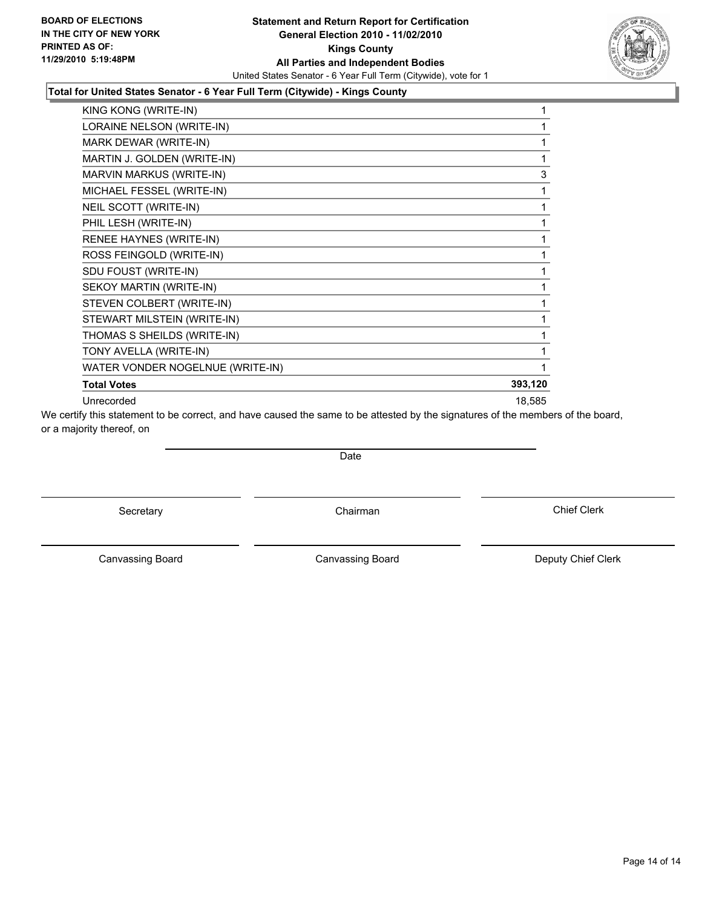**BOARD OF ELECTIONS IN THE CITY OF NEW YORK PRINTED AS OF: 11/29/2010 5:19:48PM**

**Statement and Return Report for Certification General Election 2010 - 11/02/2010 Kings County All Parties and Independent Bodies**

United States Senator - 6 Year Full Term (Citywide), vote for 1

### Total for United States Senator - 6 Year Full Term (Citywide) - Kings County

| | |
|---|---|
| KING KONG (WRITE-IN) | 1 |
| LORAINE NELSON (WRITE-IN) | 1 |
| MARK DEWAR (WRITE-IN) | 1 |
| MARTIN J. GOLDEN (WRITE-IN) | 1 |
| MARVIN MARKUS (WRITE-IN) | 3 |
| MICHAEL FESSEL (WRITE-IN) | 1 |
| NEIL SCOTT (WRITE-IN) | 1 |
| PHIL LESH (WRITE-IN) | 1 |
| RENEE HAYNES (WRITE-IN) | 1 |
| ROSS FEINGOLD (WRITE-IN) | 1 |
| SDU FOUST (WRITE-IN) | 1 |
| SEKOY MARTIN (WRITE-IN) | 1 |
| STEVEN COLBERT (WRITE-IN) | 1 |
| STEWART MILSTEIN (WRITE-IN) | 1 |
| THOMAS S SHEILDS (WRITE-IN) | 1 |
| TONY AVELLA (WRITE-IN) | 1 |
| WATER VONDER NOGELNUE (WRITE-IN) | 1 |
| **Total Votes** | **393,120** |
| Unrecorded | 18,585 |

We certify this statement to be correct, and have caused the same to be attested by the signatures of the members of the board, or a majority thereof, on

Date

Secretary | Chairman | Chief Clerk

Canvassing Board | Canvassing Board | Deputy Chief Clerk